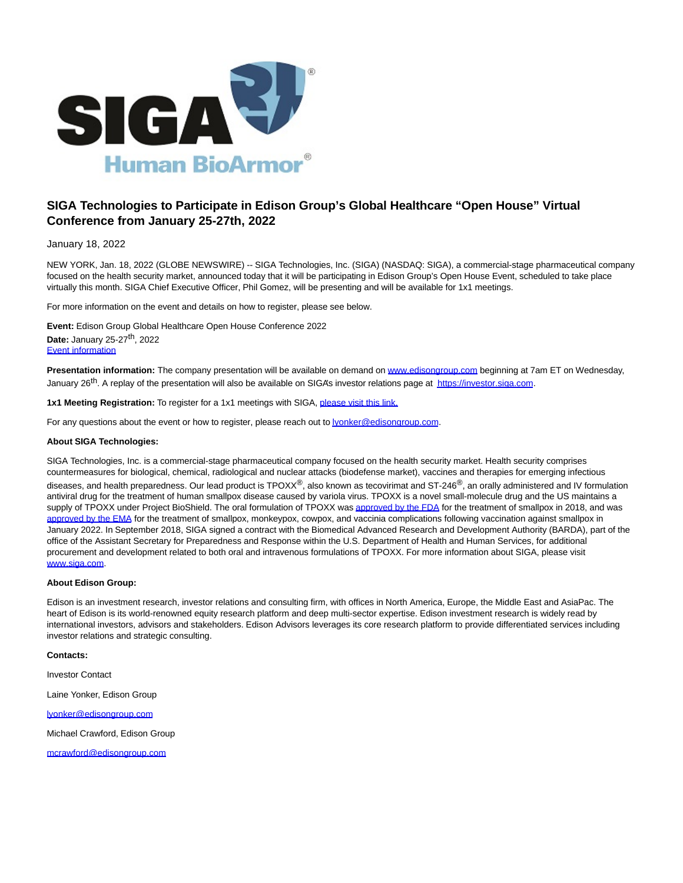# SIGA Technologies to Participate in Edison Group's Global Healthcare "Open House" Virtual Conference from January 25-27th, 2022

January 18, 2022

NEW YORK, Jan. 18, 2022 (GLOBE NEWSWIRE) -- SIGA Technologies, Inc. (SIGA) (NASDAQ: SIGA), a commercial-stage pharmaceutical company focused on the health security market, announced today that it will be participating in Edison Group's Open House Event, scheduled to take place virtually this month. SIGA Chief Executive Officer, Phil Gomez, will be presenting and will be available for 1x1 meetings.

For more information on the event and details on how to register, please see below.

**Event:** Edison Group Global Healthcare Open House Conference 2022
**Date:** January 25-27th, 2022
Event information

**Presentation information:** The company presentation will be available on demand on www.edisongroup.com beginning at 7am ET on Wednesday, January 26th. A replay of the presentation will also be available on SIGA's investor relations page at https://investor.siga.com.

**1x1 Meeting Registration:** To register for a 1x1 meetings with SIGA, please visit this link.

For any questions about the event or how to register, please reach out to lyonker@edisongroup.com.

**About SIGA Technologies:**

SIGA Technologies, Inc. is a commercial-stage pharmaceutical company focused on the health security market. Health security comprises countermeasures for biological, chemical, radiological and nuclear attacks (biodefense market), vaccines and therapies for emerging infectious diseases, and health preparedness. Our lead product is TPOXX®, also known as tecovirimat and ST-246®, an orally administered and IV formulation antiviral drug for the treatment of human smallpox disease caused by variola virus. TPOXX is a novel small-molecule drug and the US maintains a supply of TPOXX under Project BioShield. The oral formulation of TPOXX was approved by the FDA for the treatment of smallpox in 2018, and was approved by the EMA for the treatment of smallpox, monkeypox, cowpox, and vaccinia complications following vaccination against smallpox in January 2022. In September 2018, SIGA signed a contract with the Biomedical Advanced Research and Development Authority (BARDA), part of the office of the Assistant Secretary for Preparedness and Response within the U.S. Department of Health and Human Services, for additional procurement and development related to both oral and intravenous formulations of TPOXX. For more information about SIGA, please visit www.siga.com.

**About Edison Group:**

Edison is an investment research, investor relations and consulting firm, with offices in North America, Europe, the Middle East and AsiaPac. The heart of Edison is its world-renowned equity research platform and deep multi-sector expertise. Edison investment research is widely read by international investors, advisors and stakeholders. Edison Advisors leverages its core research platform to provide differentiated services including investor relations and strategic consulting.

**Contacts:**

Investor Contact

Laine Yonker, Edison Group

lyonker@edisongroup.com

Michael Crawford, Edison Group

mcrawford@edisongroup.com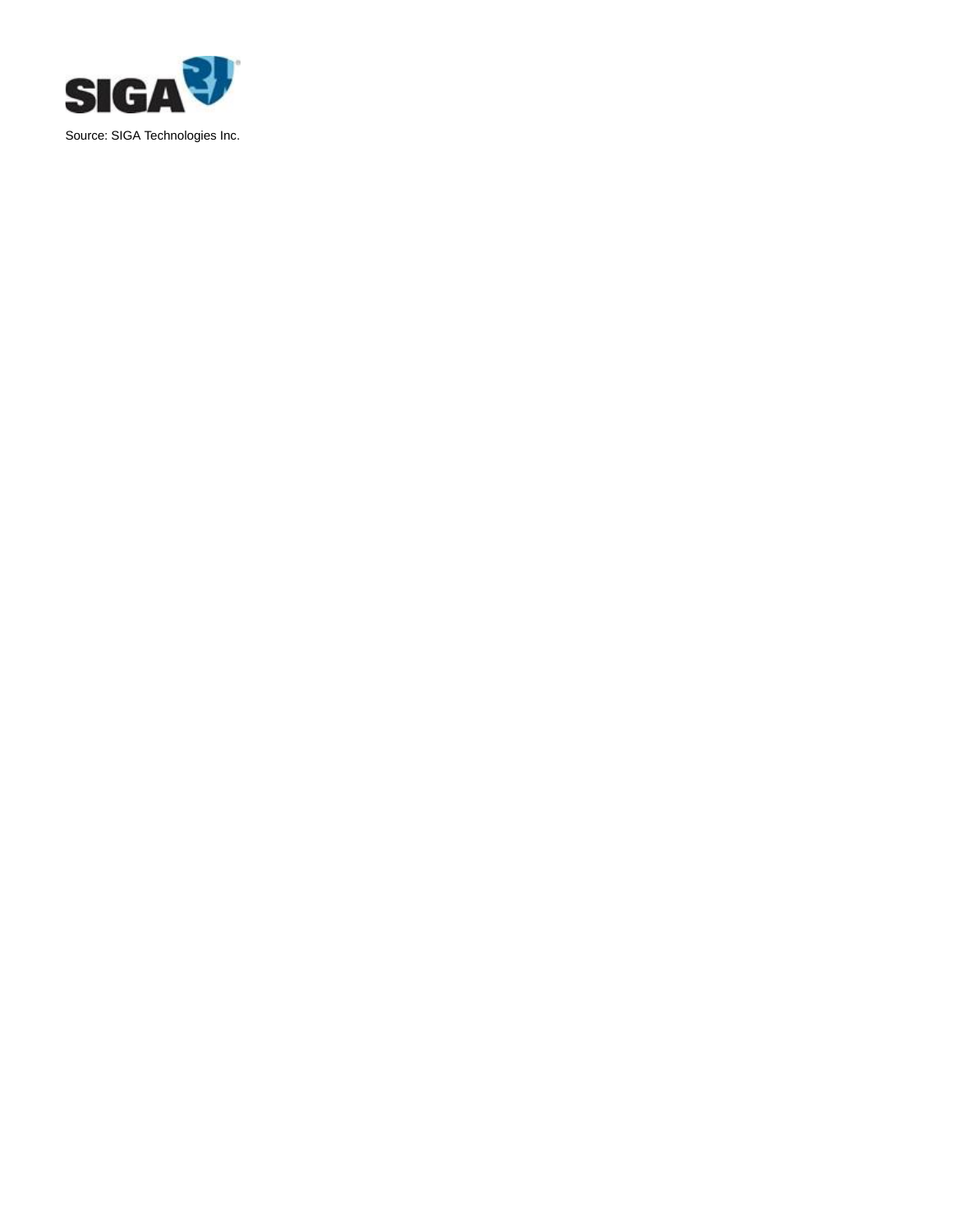Source: SIGA Technologies Inc.